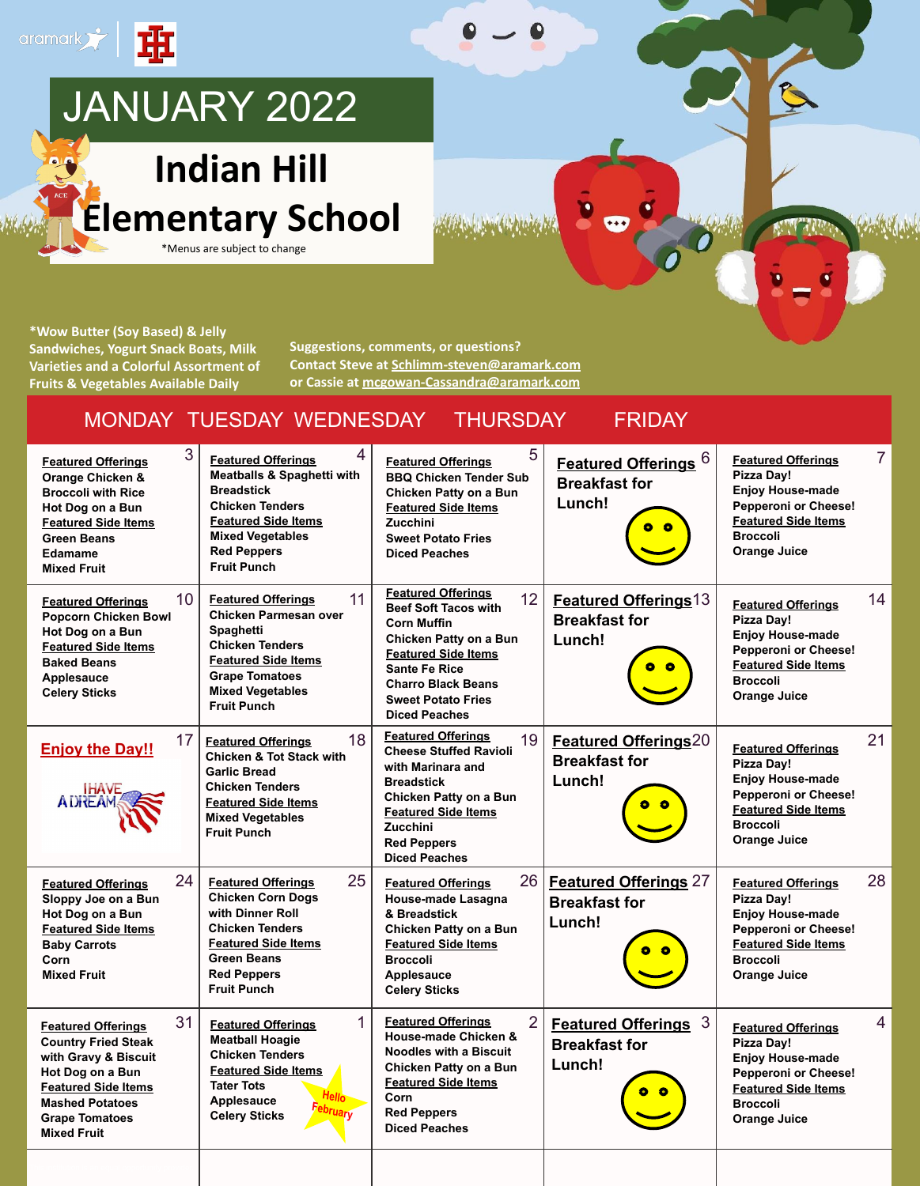aramark

# JANUARY 2022

## Indian Hill Elementary School

*Menus are subject to change

*Wow Butter (Soy Based) & Jelly Sandwiches, Yogurt Snack Boats, Milk Varieties and a Colorful Assortment of Fruits & Vegetables Available Daily

Suggestions, comments, or questions?
Contact Steve at Schlimm-steven@aramark.com
or Cassie at mcgowan-Cassandra@aramark.com

| MONDAY | TUESDAY | WEDNESDAY | THURSDAY | FRIDAY |
|---|---|---|---|---|
| 3<br>**Featured Offerings**<br>Orange Chicken & Broccoli with Rice<br>Hot Dog on a Bun<br>**Featured Side Items**<br>Green Beans<br>Edamame<br>Mixed Fruit | 4<br>**Featured Offerings**<br>Meatballs & Spaghetti with Breadstick<br>Chicken Tenders<br>**Featured Side Items**<br>Mixed Vegetables<br>Red Peppers<br>Fruit Punch | 5<br>**Featured Offerings**<br>BBQ Chicken Tender Sub<br>Chicken Patty on a Bun<br>**Featured Side Items**<br>Zucchini<br>Sweet Potato Fries<br>Diced Peaches | 6<br>**Featured Offerings**<br>Breakfast for Lunch! | 7<br>**Featured Offerings**<br>Pizza Day!<br>Enjoy House-made Pepperoni or Cheese!<br>**Featured Side Items**<br>Broccoli<br>Orange Juice |
| 10<br>**Featured Offerings**<br>Popcorn Chicken Bowl<br>Hot Dog on a Bun<br>**Featured Side Items**<br>Baked Beans<br>Applesauce<br>Celery Sticks | 11<br>**Featured Offerings**<br>Chicken Parmesan over Spaghetti<br>Chicken Tenders<br>**Featured Side Items**<br>Grape Tomatoes<br>Mixed Vegetables<br>Fruit Punch | 12<br>**Featured Offerings**<br>Beef Soft Tacos with Corn Muffin<br>Chicken Patty on a Bun<br>**Featured Side Items**<br>Sante Fe Rice<br>Charro Black Beans<br>Sweet Potato Fries<br>Diced Peaches | 13<br>**Featured Offerings**<br>Breakfast for Lunch! | 14<br>**Featured Offerings**<br>Pizza Day!<br>Enjoy House-made Pepperoni or Cheese!<br>**Featured Side Items**<br>Broccoli<br>Orange Juice |
| 17<br>**Enjoy the Day!!**<br>I HAVE A DREAM | 18<br>**Featured Offerings**<br>Chicken & Tot Stack with Garlic Bread<br>Chicken Tenders<br>**Featured Side Items**<br>Mixed Vegetables<br>Fruit Punch | 19<br>**Featured Offerings**<br>Cheese Stuffed Ravioli with Marinara and Breadstick<br>Chicken Patty on a Bun<br>**Featured Side Items**<br>Zucchini<br>Red Peppers<br>Diced Peaches | 20<br>**Featured Offerings**<br>Breakfast for Lunch! | 21<br>**Featured Offerings**<br>Pizza Day!<br>Enjoy House-made Pepperoni or Cheese!<br>**Featured Side Items**<br>Broccoli<br>Orange Juice |
| 24<br>**Featured Offerings**<br>Sloppy Joe on a Bun<br>Hot Dog on a Bun<br>**Featured Side Items**<br>Baby Carrots<br>Corn<br>Mixed Fruit | 25<br>**Featured Offerings**<br>Chicken Corn Dogs with Dinner Roll<br>Chicken Tenders<br>**Featured Side Items**<br>Green Beans<br>Red Peppers<br>Fruit Punch | 26<br>**Featured Offerings**<br>House-made Lasagna & Breadstick<br>Chicken Patty on a Bun<br>**Featured Side Items**<br>Broccoli<br>Applesauce<br>Celery Sticks | 27<br>**Featured Offerings**<br>Breakfast for Lunch! | 28<br>**Featured Offerings**<br>Pizza Day!<br>Enjoy House-made Pepperoni or Cheese!<br>**Featured Side Items**<br>Broccoli<br>Orange Juice |
| 31<br>**Featured Offerings**<br>Country Fried Steak with Gravy & Biscuit<br>Hot Dog on a Bun<br>**Featured Side Items**<br>Mashed Potatoes<br>Grape Tomatoes<br>Mixed Fruit | 1<br>**Featured Offerings**<br>Meatball Hoagie<br>Chicken Tenders<br>**Featured Side Items**<br>Tater Tots<br>Applesauce<br>Celery Sticks<br>Hello February | 2<br>**Featured Offerings**<br>House-made Chicken & Noodles with a Biscuit<br>Chicken Patty on a Bun<br>**Featured Side Items**<br>Corn<br>Red Peppers<br>Diced Peaches | 3<br>**Featured Offerings**<br>Breakfast for Lunch! | 4<br>**Featured Offerings**<br>Pizza Day!<br>Enjoy House-made Pepperoni or Cheese!<br>**Featured Side Items**<br>Broccoli<br>Orange Juice |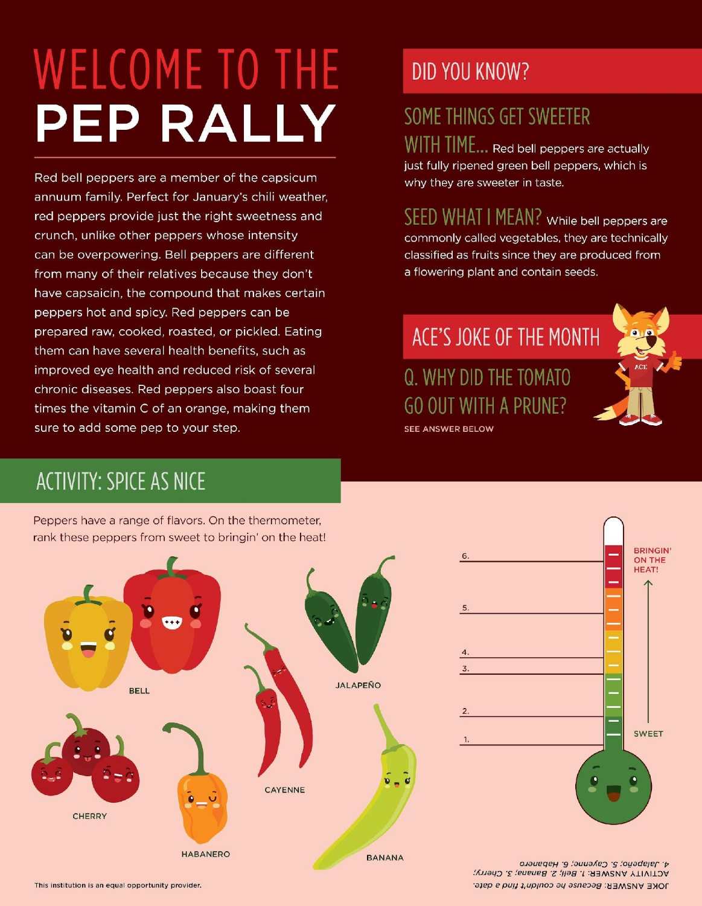# WELCOME TO THE PEP RALLY

Red bell peppers are a member of the capsicum annuum family. Perfect for January's chili weather, red peppers provide just the right sweetness and crunch, unlike other peppers whose intensity can be overpowering. Bell peppers are different from many of their relatives because they don't have capsaicin, the compound that makes certain peppers hot and spicy. Red peppers can be prepared raw, cooked, roasted, or pickled. Eating them can have several health benefits, such as improved eye health and reduced risk of several chronic diseases. Red peppers also boast four times the vitamin C of an orange, making them sure to add some pep to your step.

## DID YOU KNOW?

**SOME THINGS GET SWEETER WITH TIME...** Red bell peppers are actually just fully ripened green bell peppers, which is why they are sweeter in taste.

**SEED WHAT I MEAN?** While bell peppers are commonly called vegetables, they are technically classified as fruits since they are produced from a flowering plant and contain seeds.

## ACE'S JOKE OF THE MONTH

**Q. WHY DID THE TOMATO GO OUT WITH A PRUNE?**

SEE ANSWER BELOW

## ACTIVITY: SPICE AS NICE

Peppers have a range of flavors. On the thermometer, rank these peppers from sweet to bringin' on the heat!

BELL

JALAPEÑO

CAYENNE

CHERRY

HABANERO

BANANA

6. ____

5. ____

4. ____

3. ____

2. ____

1. ____

BRINGIN' ON THE HEAT!

SWEET

JOKE ANSWER: Because he couldn't find a date.

ACTIVITY ANSWER: 1. Bell; 2. Banana; 3. Cherry; 4. Jalapeño; 5. Cayenne; 6. Habanero

This institution is an equal opportunity provider.